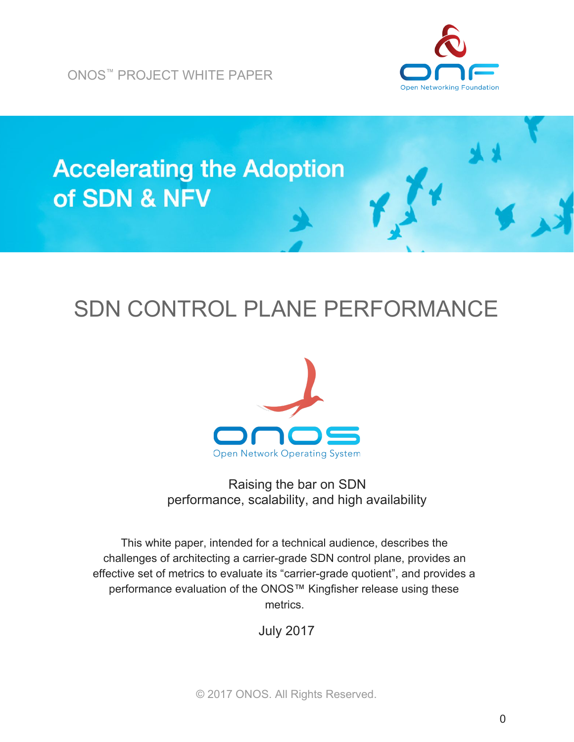ONOS™ PROJECT WHITE PAPER

Open Networking Foundation

# Accelerating the Adoption of SDN & NFV

# SDN CONTROL PLANE PERFORMANCE

Open Network Operating System

Raising the bar on SDN
performance, scalability, and high availability

This white paper, intended for a technical audience, describes the challenges of architecting a carrier-grade SDN control plane, provides an effective set of metrics to evaluate its "carrier-grade quotient", and provides a performance evaluation of the ONOS™ Kingfisher release using these metrics.

July 2017

© 2017 ONOS. All Rights Reserved.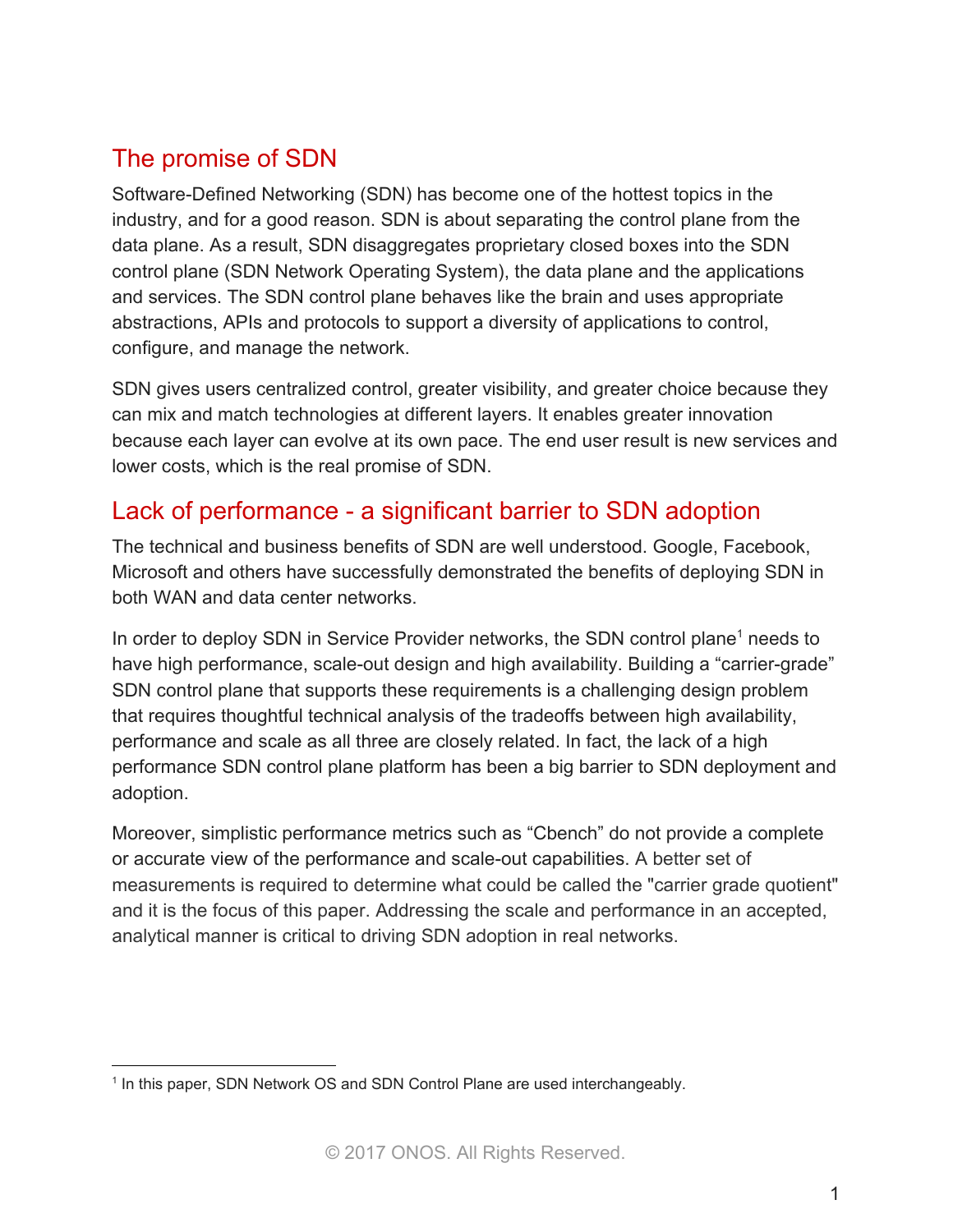## The promise of SDN

Software-Defined Networking (SDN) has become one of the hottest topics in the industry, and for a good reason. SDN is about separating the control plane from the data plane. As a result, SDN disaggregates proprietary closed boxes into the SDN control plane (SDN Network Operating System), the data plane and the applications and services. The SDN control plane behaves like the brain and uses appropriate abstractions, APIs and protocols to support a diversity of applications to control, configure, and manage the network.

SDN gives users centralized control, greater visibility, and greater choice because they can mix and match technologies at different layers. It enables greater innovation because each layer can evolve at its own pace. The end user result is new services and lower costs, which is the real promise of SDN.

## Lack of performance - a significant barrier to SDN adoption

The technical and business benefits of SDN are well understood. Google, Facebook, Microsoft and others have successfully demonstrated the benefits of deploying SDN in both WAN and data center networks.

In order to deploy SDN in Service Provider networks, the SDN control plane[1] needs to have high performance, scale-out design and high availability. Building a "carrier-grade" SDN control plane that supports these requirements is a challenging design problem that requires thoughtful technical analysis of the tradeoffs between high availability, performance and scale as all three are closely related. In fact, the lack of a high performance SDN control plane platform has been a big barrier to SDN deployment and adoption.

Moreover, simplistic performance metrics such as "Cbench" do not provide a complete or accurate view of the performance and scale-out capabilities. A better set of measurements is required to determine what could be called the "carrier grade quotient" and it is the focus of this paper. Addressing the scale and performance in an accepted, analytical manner is critical to driving SDN adoption in real networks.

[1] In this paper, SDN Network OS and SDN Control Plane are used interchangeably.

© 2017 ONOS. All Rights Reserved.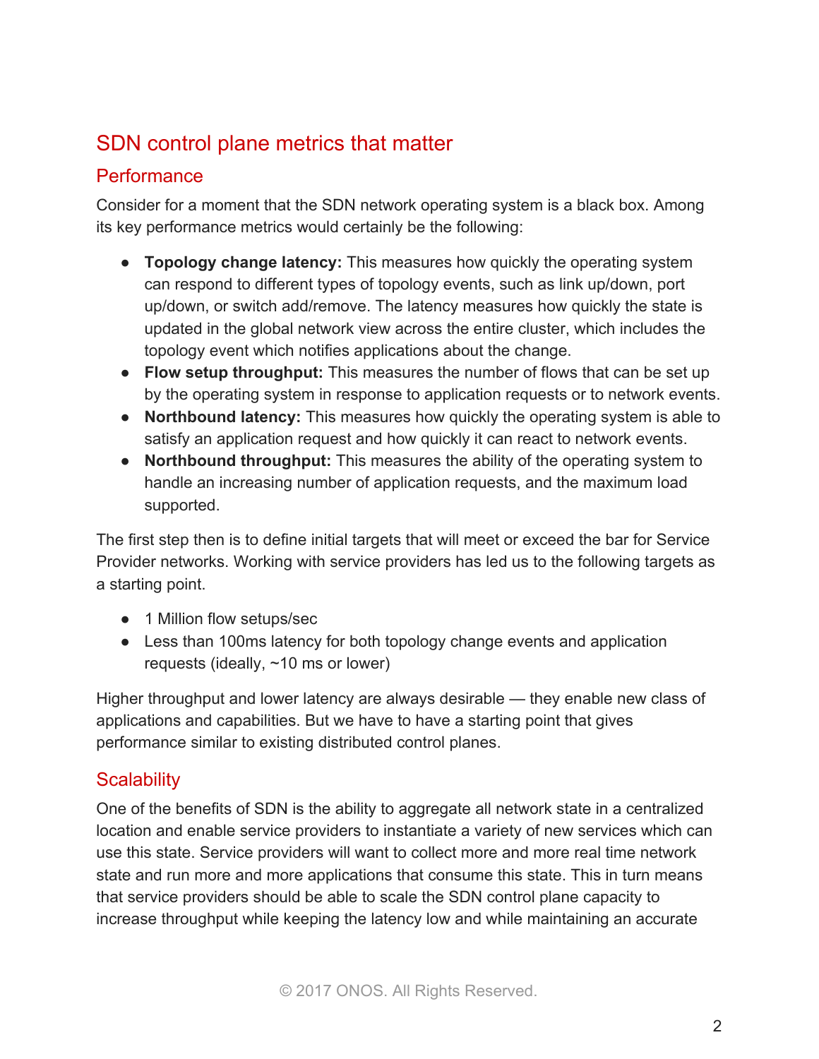## SDN control plane metrics that matter

### Performance

Consider for a moment that the SDN network operating system is a black box. Among its key performance metrics would certainly be the following:

- **Topology change latency:** This measures how quickly the operating system can respond to different types of topology events, such as link up/down, port up/down, or switch add/remove. The latency measures how quickly the state is updated in the global network view across the entire cluster, which includes the topology event which notifies applications about the change.
- **Flow setup throughput:** This measures the number of flows that can be set up by the operating system in response to application requests or to network events.
- **Northbound latency:** This measures how quickly the operating system is able to satisfy an application request and how quickly it can react to network events.
- **Northbound throughput:** This measures the ability of the operating system to handle an increasing number of application requests, and the maximum load supported.

The first step then is to define initial targets that will meet or exceed the bar for Service Provider networks. Working with service providers has led us to the following targets as a starting point.

- 1 Million flow setups/sec
- Less than 100ms latency for both topology change events and application requests (ideally, ~10 ms or lower)

Higher throughput and lower latency are always desirable — they enable new class of applications and capabilities. But we have to have a starting point that gives performance similar to existing distributed control planes.

### Scalability

One of the benefits of SDN is the ability to aggregate all network state in a centralized location and enable service providers to instantiate a variety of new services which can use this state. Service providers will want to collect more and more real time network state and run more and more applications that consume this state. This in turn means that service providers should be able to scale the SDN control plane capacity to increase throughput while keeping the latency low and while maintaining an accurate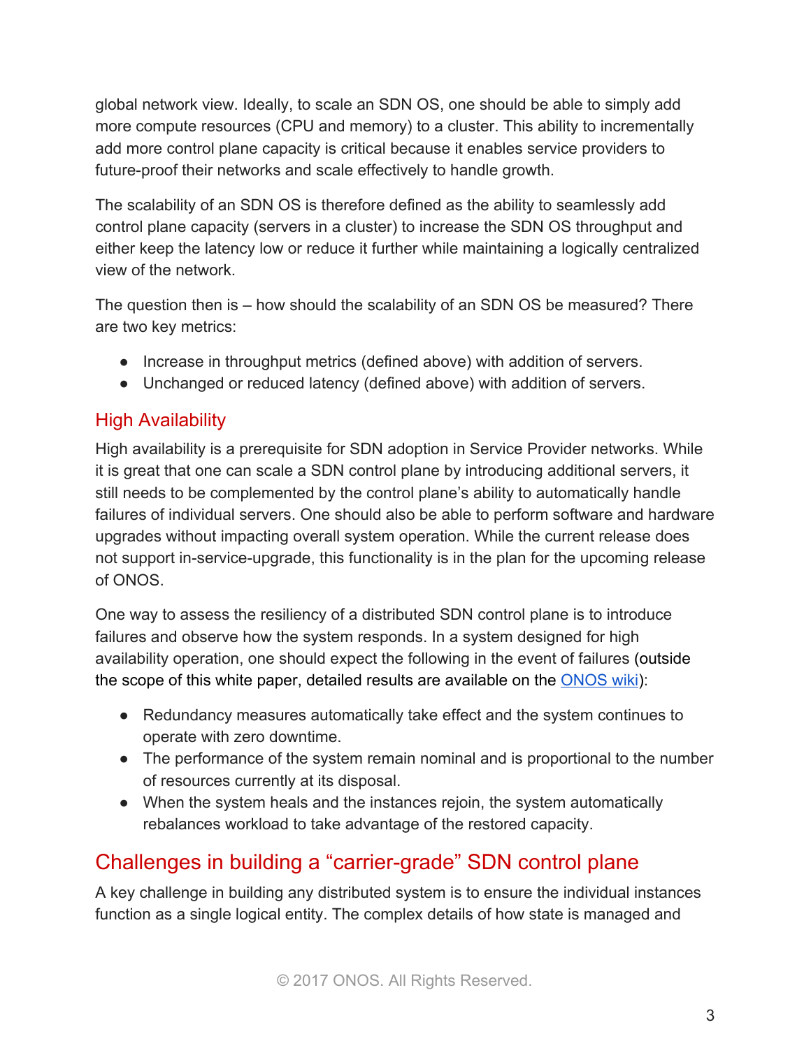global network view. Ideally, to scale an SDN OS, one should be able to simply add more compute resources (CPU and memory) to a cluster. This ability to incrementally add more control plane capacity is critical because it enables service providers to future-proof their networks and scale effectively to handle growth.

The scalability of an SDN OS is therefore defined as the ability to seamlessly add control plane capacity (servers in a cluster) to increase the SDN OS throughput and either keep the latency low or reduce it further while maintaining a logically centralized view of the network.

The question then is – how should the scalability of an SDN OS be measured? There are two key metrics:

- Increase in throughput metrics (defined above) with addition of servers.
- Unchanged or reduced latency (defined above) with addition of servers.

## High Availability

High availability is a prerequisite for SDN adoption in Service Provider networks. While it is great that one can scale a SDN control plane by introducing additional servers, it still needs to be complemented by the control plane's ability to automatically handle failures of individual servers. One should also be able to perform software and hardware upgrades without impacting overall system operation. While the current release does not support in-service-upgrade, this functionality is in the plan for the upcoming release of ONOS.

One way to assess the resiliency of a distributed SDN control plane is to introduce failures and observe how the system responds. In a system designed for high availability operation, one should expect the following in the event of failures (outside the scope of this white paper, detailed results are available on the [ONOS wiki](ONOS wiki)):

- Redundancy measures automatically take effect and the system continues to operate with zero downtime.
- The performance of the system remain nominal and is proportional to the number of resources currently at its disposal.
- When the system heals and the instances rejoin, the system automatically rebalances workload to take advantage of the restored capacity.

# Challenges in building a "carrier-grade" SDN control plane

A key challenge in building any distributed system is to ensure the individual instances function as a single logical entity. The complex details of how state is managed and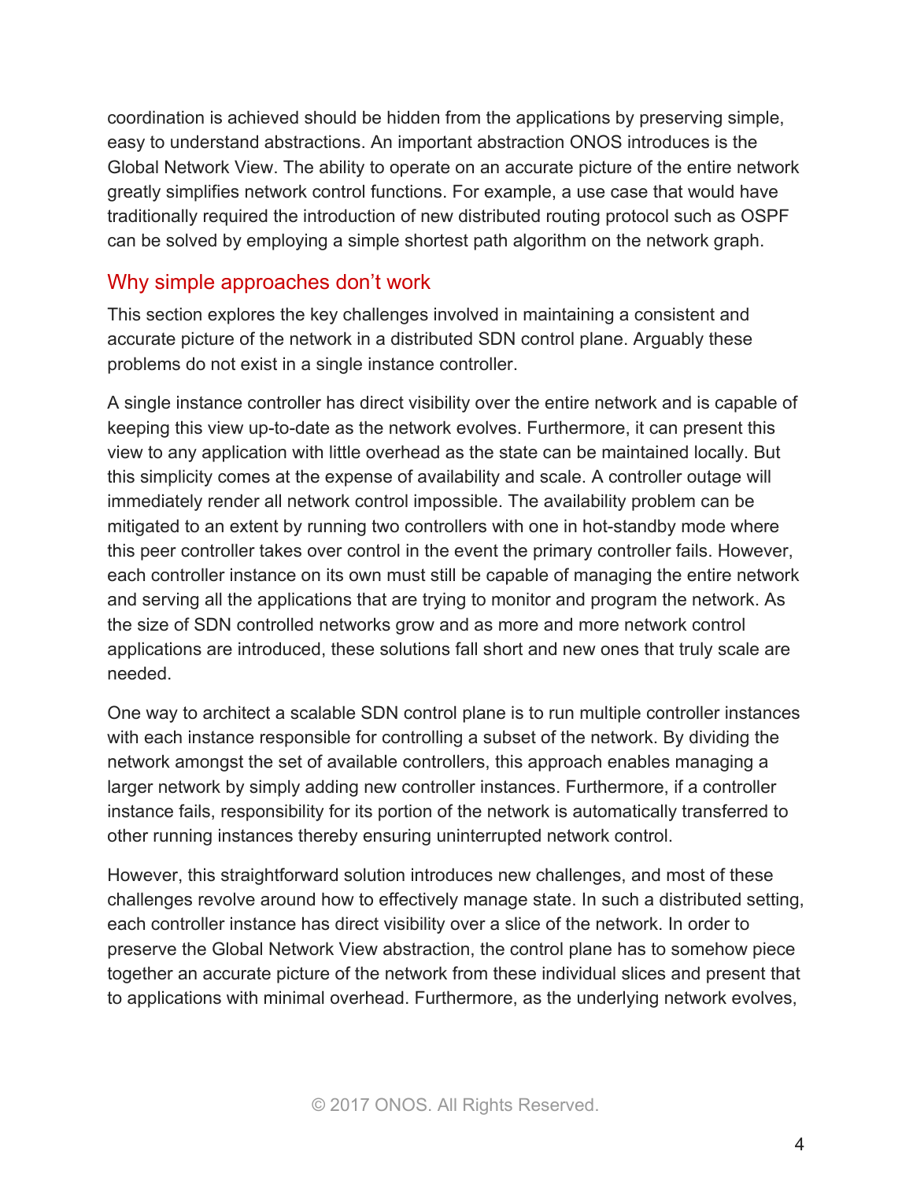coordination is achieved should be hidden from the applications by preserving simple, easy to understand abstractions. An important abstraction ONOS introduces is the Global Network View. The ability to operate on an accurate picture of the entire network greatly simplifies network control functions. For example, a use case that would have traditionally required the introduction of new distributed routing protocol such as OSPF can be solved by employing a simple shortest path algorithm on the network graph.

## Why simple approaches don't work

This section explores the key challenges involved in maintaining a consistent and accurate picture of the network in a distributed SDN control plane. Arguably these problems do not exist in a single instance controller.

A single instance controller has direct visibility over the entire network and is capable of keeping this view up-to-date as the network evolves. Furthermore, it can present this view to any application with little overhead as the state can be maintained locally. But this simplicity comes at the expense of availability and scale. A controller outage will immediately render all network control impossible. The availability problem can be mitigated to an extent by running two controllers with one in hot-standby mode where this peer controller takes over control in the event the primary controller fails. However, each controller instance on its own must still be capable of managing the entire network and serving all the applications that are trying to monitor and program the network. As the size of SDN controlled networks grow and as more and more network control applications are introduced, these solutions fall short and new ones that truly scale are needed.

One way to architect a scalable SDN control plane is to run multiple controller instances with each instance responsible for controlling a subset of the network. By dividing the network amongst the set of available controllers, this approach enables managing a larger network by simply adding new controller instances. Furthermore, if a controller instance fails, responsibility for its portion of the network is automatically transferred to other running instances thereby ensuring uninterrupted network control.

However, this straightforward solution introduces new challenges, and most of these challenges revolve around how to effectively manage state. In such a distributed setting, each controller instance has direct visibility over a slice of the network. In order to preserve the Global Network View abstraction, the control plane has to somehow piece together an accurate picture of the network from these individual slices and present that to applications with minimal overhead. Furthermore, as the underlying network evolves,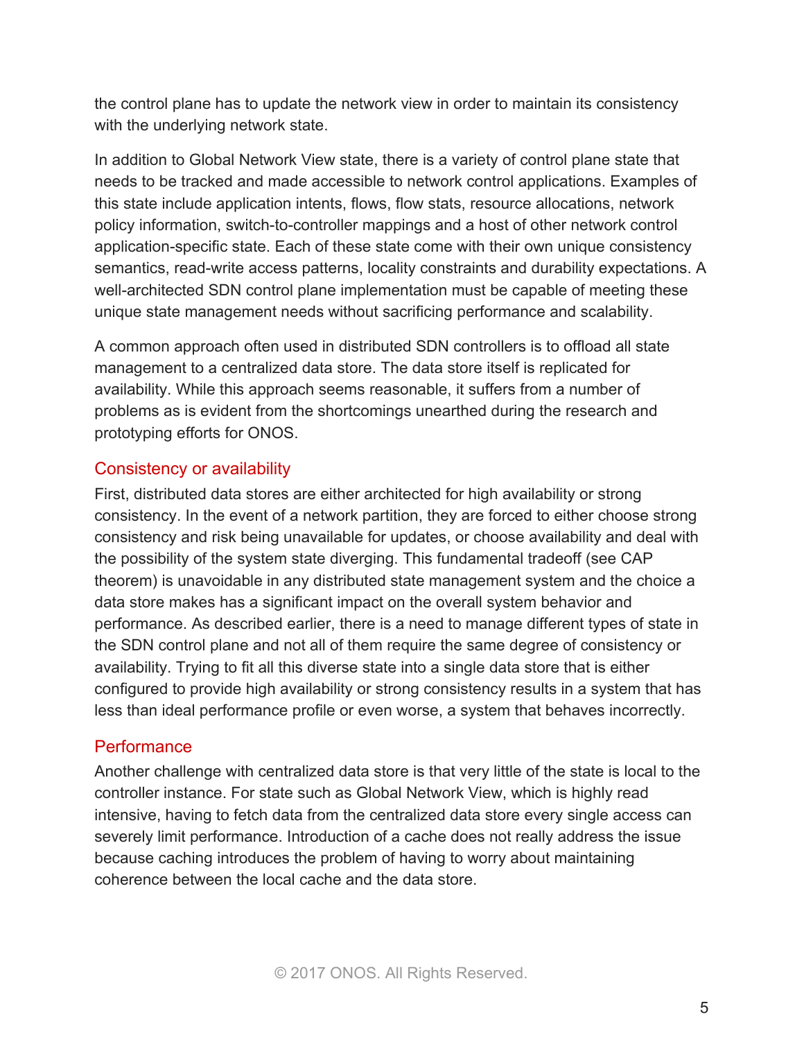the control plane has to update the network view in order to maintain its consistency with the underlying network state.

In addition to Global Network View state, there is a variety of control plane state that needs to be tracked and made accessible to network control applications. Examples of this state include application intents, flows, flow stats, resource allocations, network policy information, switch-to-controller mappings and a host of other network control application-specific state. Each of these state come with their own unique consistency semantics, read-write access patterns, locality constraints and durability expectations. A well-architected SDN control plane implementation must be capable of meeting these unique state management needs without sacrificing performance and scalability.

A common approach often used in distributed SDN controllers is to offload all state management to a centralized data store. The data store itself is replicated for availability. While this approach seems reasonable, it suffers from a number of problems as is evident from the shortcomings unearthed during the research and prototyping efforts for ONOS.

## Consistency or availability

First, distributed data stores are either architected for high availability or strong consistency. In the event of a network partition, they are forced to either choose strong consistency and risk being unavailable for updates, or choose availability and deal with the possibility of the system state diverging. This fundamental tradeoff (see CAP theorem) is unavoidable in any distributed state management system and the choice a data store makes has a significant impact on the overall system behavior and performance. As described earlier, there is a need to manage different types of state in the SDN control plane and not all of them require the same degree of consistency or availability. Trying to fit all this diverse state into a single data store that is either configured to provide high availability or strong consistency results in a system that has less than ideal performance profile or even worse, a system that behaves incorrectly.

## Performance

Another challenge with centralized data store is that very little of the state is local to the controller instance. For state such as Global Network View, which is highly read intensive, having to fetch data from the centralized data store every single access can severely limit performance. Introduction of a cache does not really address the issue because caching introduces the problem of having to worry about maintaining coherence between the local cache and the data store.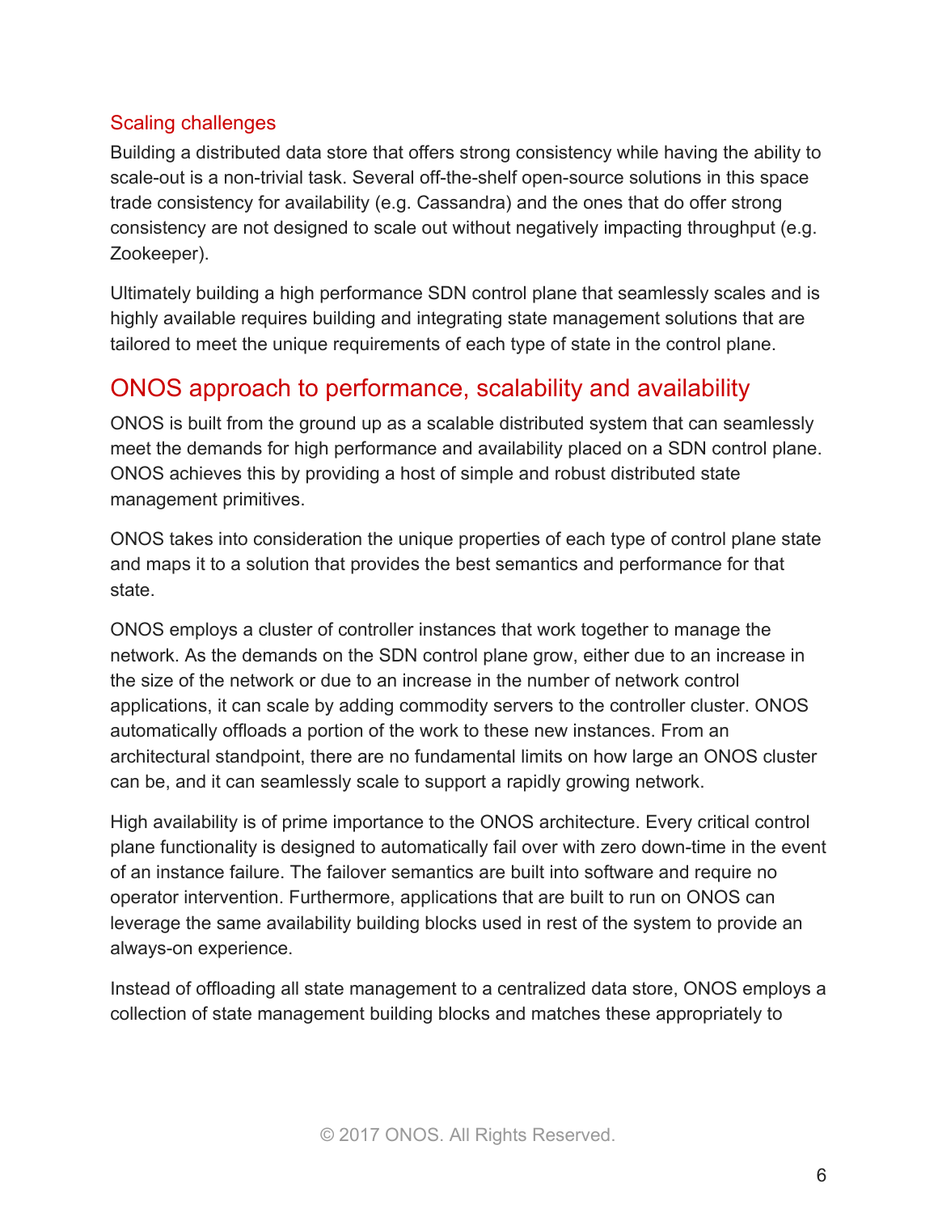### Scaling challenges

Building a distributed data store that offers strong consistency while having the ability to scale-out is a non-trivial task. Several off-the-shelf open-source solutions in this space trade consistency for availability (e.g. Cassandra) and the ones that do offer strong consistency are not designed to scale out without negatively impacting throughput (e.g. Zookeeper).

Ultimately building a high performance SDN control plane that seamlessly scales and is highly available requires building and integrating state management solutions that are tailored to meet the unique requirements of each type of state in the control plane.

## ONOS approach to performance, scalability and availability

ONOS is built from the ground up as a scalable distributed system that can seamlessly meet the demands for high performance and availability placed on a SDN control plane. ONOS achieves this by providing a host of simple and robust distributed state management primitives.

ONOS takes into consideration the unique properties of each type of control plane state and maps it to a solution that provides the best semantics and performance for that state.

ONOS employs a cluster of controller instances that work together to manage the network. As the demands on the SDN control plane grow, either due to an increase in the size of the network or due to an increase in the number of network control applications, it can scale by adding commodity servers to the controller cluster. ONOS automatically offloads a portion of the work to these new instances. From an architectural standpoint, there are no fundamental limits on how large an ONOS cluster can be, and it can seamlessly scale to support a rapidly growing network.

High availability is of prime importance to the ONOS architecture. Every critical control plane functionality is designed to automatically fail over with zero down-time in the event of an instance failure. The failover semantics are built into software and require no operator intervention. Furthermore, applications that are built to run on ONOS can leverage the same availability building blocks used in rest of the system to provide an always-on experience.

Instead of offloading all state management to a centralized data store, ONOS employs a collection of state management building blocks and matches these appropriately to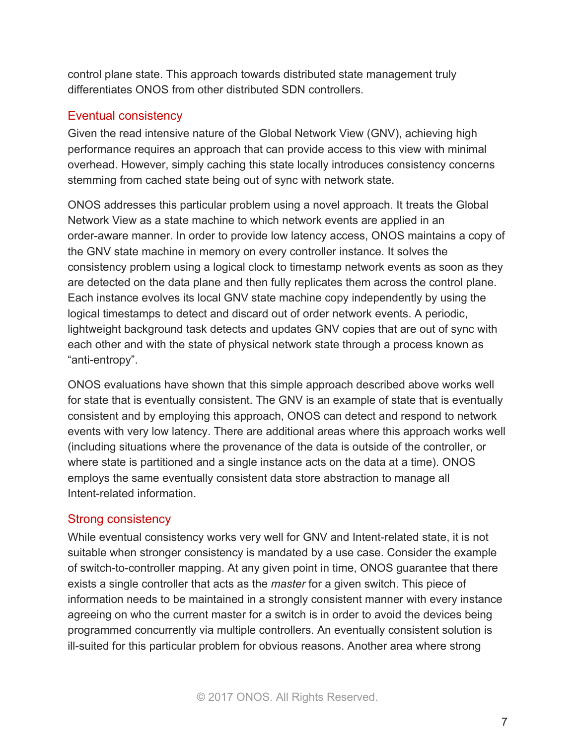control plane state. This approach towards distributed state management truly differentiates ONOS from other distributed SDN controllers.

### Eventual consistency

Given the read intensive nature of the Global Network View (GNV), achieving high performance requires an approach that can provide access to this view with minimal overhead. However, simply caching this state locally introduces consistency concerns stemming from cached state being out of sync with network state.

ONOS addresses this particular problem using a novel approach. It treats the Global Network View as a state machine to which network events are applied in an order-aware manner. In order to provide low latency access, ONOS maintains a copy of the GNV state machine in memory on every controller instance. It solves the consistency problem using a logical clock to timestamp network events as soon as they are detected on the data plane and then fully replicates them across the control plane. Each instance evolves its local GNV state machine copy independently by using the logical timestamps to detect and discard out of order network events. A periodic, lightweight background task detects and updates GNV copies that are out of sync with each other and with the state of physical network state through a process known as “anti-entropy”.

ONOS evaluations have shown that this simple approach described above works well for state that is eventually consistent. The GNV is an example of state that is eventually consistent and by employing this approach, ONOS can detect and respond to network events with very low latency. There are additional areas where this approach works well (including situations where the provenance of the data is outside of the controller, or where state is partitioned and a single instance acts on the data at a time). ONOS employs the same eventually consistent data store abstraction to manage all Intent-related information.

### Strong consistency

While eventual consistency works very well for GNV and Intent-related state, it is not suitable when stronger consistency is mandated by a use case. Consider the example of switch-to-controller mapping. At any given point in time, ONOS guarantee that there exists a single controller that acts as the *master* for a given switch. This piece of information needs to be maintained in a strongly consistent manner with every instance agreeing on who the current master for a switch is in order to avoid the devices being programmed concurrently via multiple controllers. An eventually consistent solution is ill-suited for this particular problem for obvious reasons. Another area where strong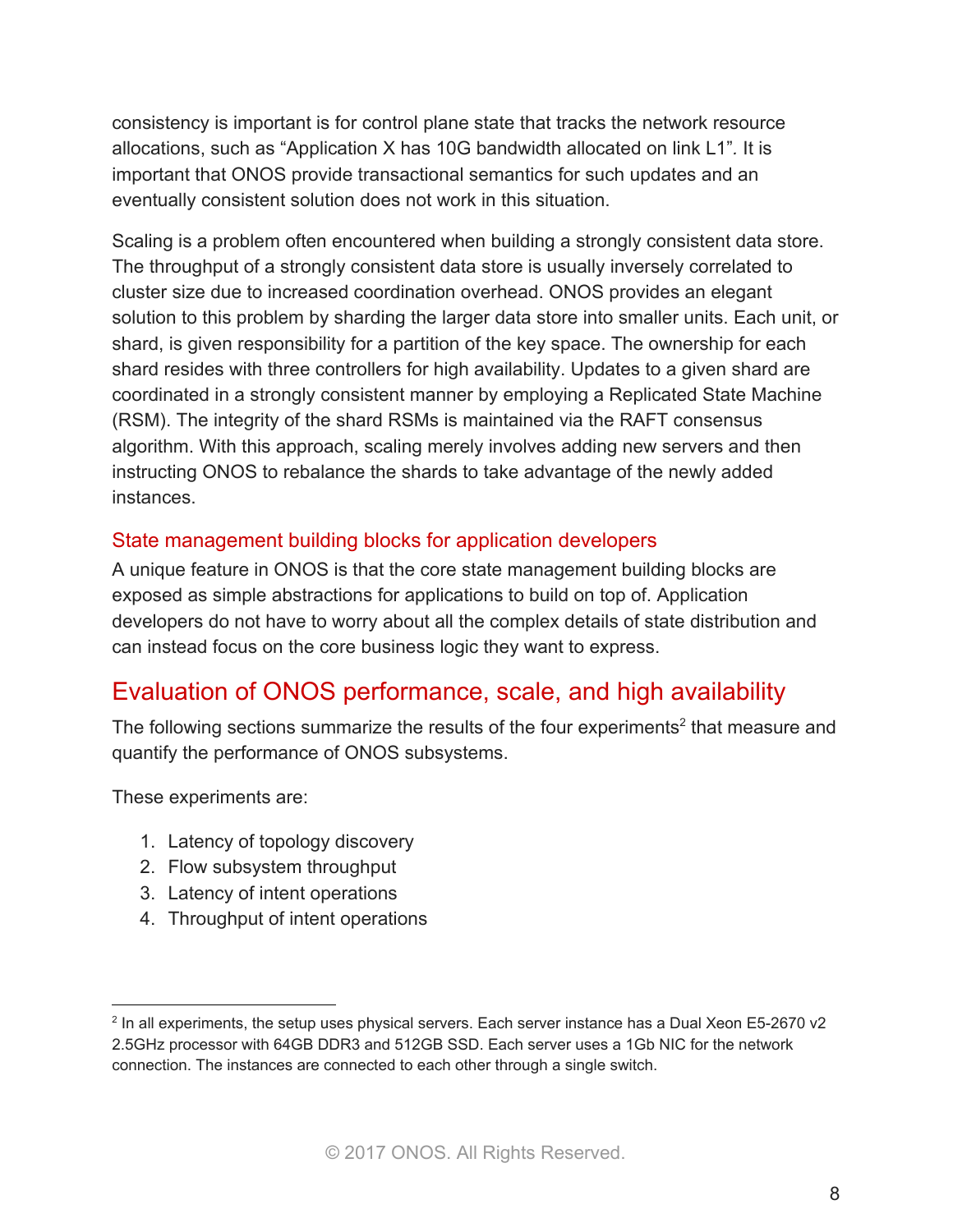consistency is important is for control plane state that tracks the network resource allocations, such as “Application X has 10G bandwidth allocated on link L1”. It is important that ONOS provide transactional semantics for such updates and an eventually consistent solution does not work in this situation.

Scaling is a problem often encountered when building a strongly consistent data store. The throughput of a strongly consistent data store is usually inversely correlated to cluster size due to increased coordination overhead. ONOS provides an elegant solution to this problem by sharding the larger data store into smaller units. Each unit, or shard, is given responsibility for a partition of the key space. The ownership for each shard resides with three controllers for high availability. Updates to a given shard are coordinated in a strongly consistent manner by employing a Replicated State Machine (RSM). The integrity of the shard RSMs is maintained via the RAFT consensus algorithm. With this approach, scaling merely involves adding new servers and then instructing ONOS to rebalance the shards to take advantage of the newly added instances.

### State management building blocks for application developers

A unique feature in ONOS is that the core state management building blocks are exposed as simple abstractions for applications to build on top of. Application developers do not have to worry about all the complex details of state distribution and can instead focus on the core business logic they want to express.

## Evaluation of ONOS performance, scale, and high availability

The following sections summarize the results of the four experiments[2] that measure and quantify the performance of ONOS subsystems.

These experiments are:

1. Latency of topology discovery
2. Flow subsystem throughput
3. Latency of intent operations
4. Throughput of intent operations

---

[2] In all experiments, the setup uses physical servers. Each server instance has a Dual Xeon E5-2670 v2 2.5GHz processor with 64GB DDR3 and 512GB SSD. Each server uses a 1Gb NIC for the network connection. The instances are connected to each other through a single switch.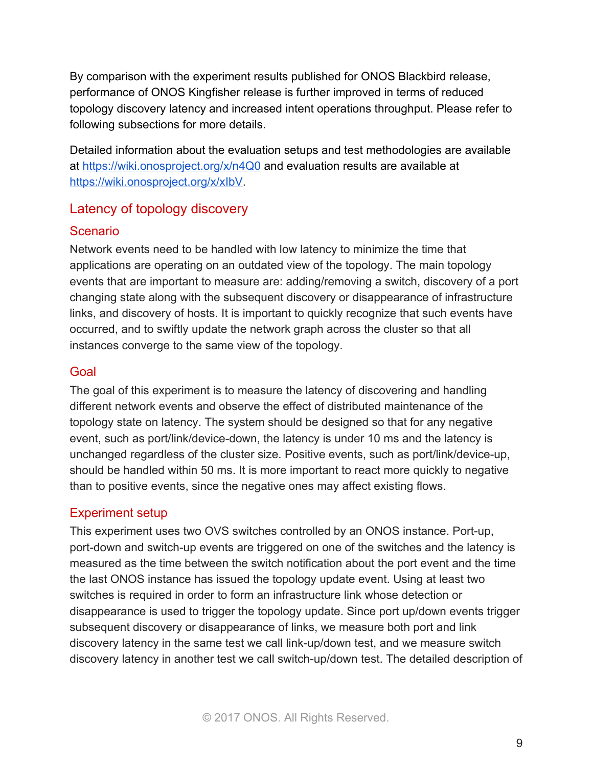By comparison with the experiment results published for ONOS Blackbird release, performance of ONOS Kingfisher release is further improved in terms of reduced topology discovery latency and increased intent operations throughput. Please refer to following subsections for more details.

Detailed information about the evaluation setups and test methodologies are available at https://wiki.onosproject.org/x/n4Q0 and evaluation results are available at https://wiki.onosproject.org/x/xIbV.

## Latency of topology discovery

### Scenario

Network events need to be handled with low latency to minimize the time that applications are operating on an outdated view of the topology. The main topology events that are important to measure are: adding/removing a switch, discovery of a port changing state along with the subsequent discovery or disappearance of infrastructure links, and discovery of hosts. It is important to quickly recognize that such events have occurred, and to swiftly update the network graph across the cluster so that all instances converge to the same view of the topology.

### Goal

The goal of this experiment is to measure the latency of discovering and handling different network events and observe the effect of distributed maintenance of the topology state on latency. The system should be designed so that for any negative event, such as port/link/device-down, the latency is under 10 ms and the latency is unchanged regardless of the cluster size. Positive events, such as port/link/device-up, should be handled within 50 ms. It is more important to react more quickly to negative than to positive events, since the negative ones may affect existing flows.

### Experiment setup

This experiment uses two OVS switches controlled by an ONOS instance. Port-up, port-down and switch-up events are triggered on one of the switches and the latency is measured as the time between the switch notification about the port event and the time the last ONOS instance has issued the topology update event. Using at least two switches is required in order to form an infrastructure link whose detection or disappearance is used to trigger the topology update. Since port up/down events trigger subsequent discovery or disappearance of links, we measure both port and link discovery latency in the same test we call link-up/down test, and we measure switch discovery latency in another test we call switch-up/down test. The detailed description of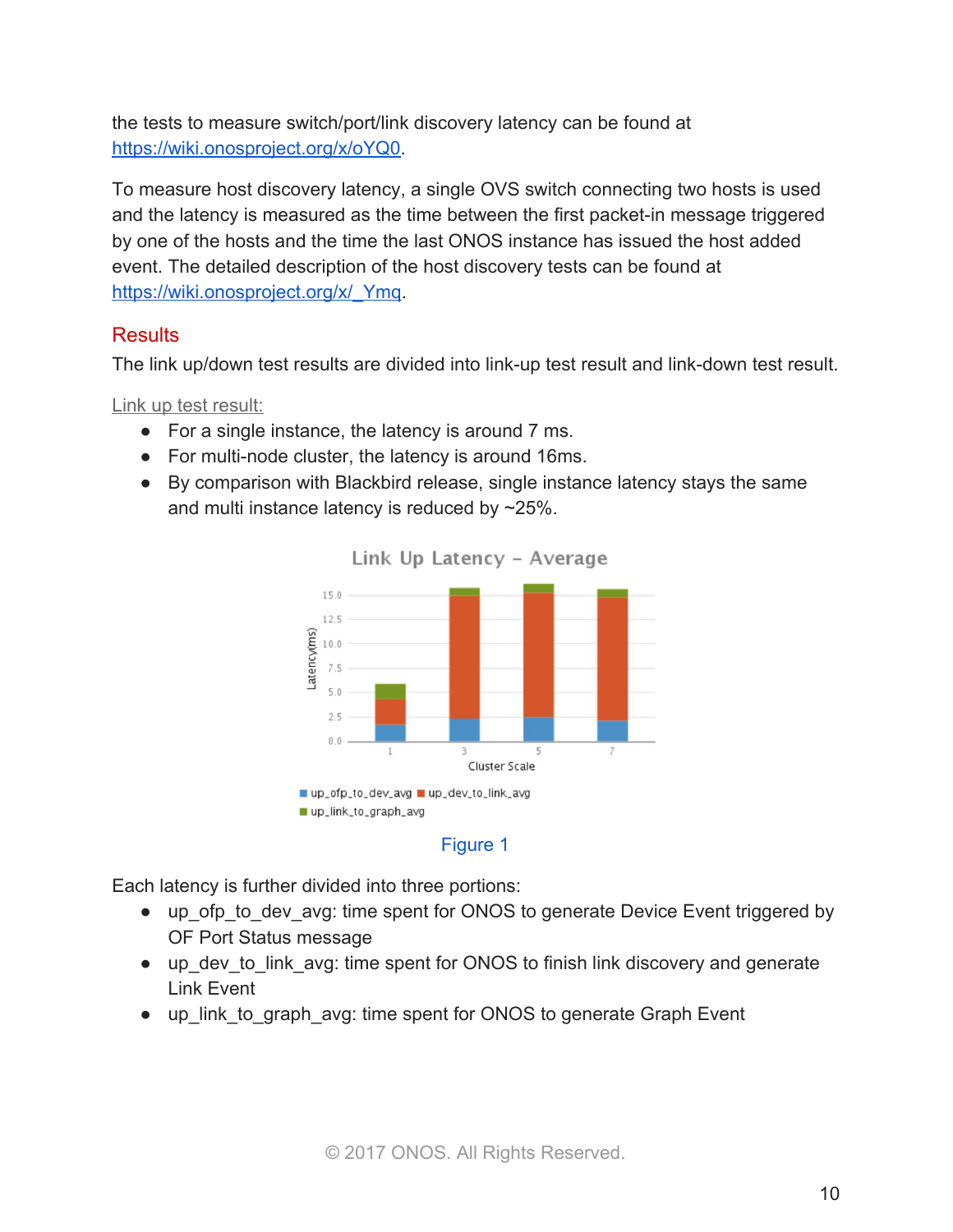the tests to measure switch/port/link discovery latency can be found at [https://wiki.onosproject.org/x/oYQ0](https://wiki.onosproject.org/x/oYQ0).

To measure host discovery latency, a single OVS switch connecting two hosts is used and the latency is measured as the time between the first packet-in message triggered by one of the hosts and the time the last ONOS instance has issued the host added event. The detailed description of the host discovery tests can be found at [https://wiki.onosproject.org/x/_Ymq](https://wiki.onosproject.org/x/_Ymq).

## Results

The link up/down test results are divided into link-up test result and link-down test result.

Link up test result:

- For a single instance, the latency is around 7 ms.
- For multi-node cluster, the latency is around 16ms.
- By comparison with Blackbird release, single instance latency stays the same and multi instance latency is reduced by ~25%.

Figure 1

Each latency is further divided into three portions:

- up_ofp_to_dev_avg: time spent for ONOS to generate Device Event triggered by OF Port Status message
- up_dev_to_link_avg: time spent for ONOS to finish link discovery and generate Link Event
- up_link_to_graph_avg: time spent for ONOS to generate Graph Event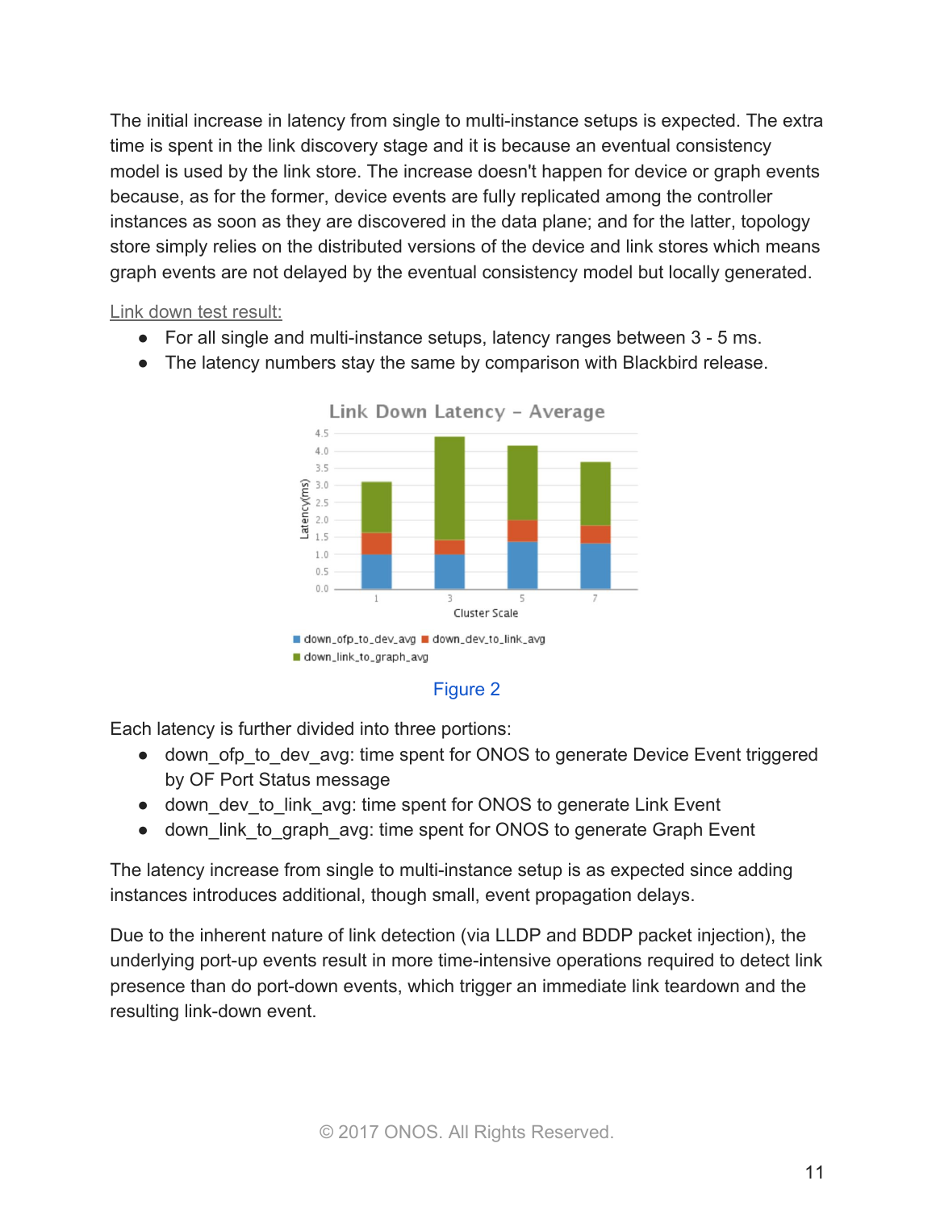The initial increase in latency from single to multi-instance setups is expected. The extra time is spent in the link discovery stage and it is because an eventual consistency model is used by the link store. The increase doesn't happen for device or graph events because, as for the former, device events are fully replicated among the controller instances as soon as they are discovered in the data plane; and for the latter, topology store simply relies on the distributed versions of the device and link stores which means graph events are not delayed by the eventual consistency model but locally generated.

Link down test result:

- For all single and multi-instance setups, latency ranges between 3 - 5 ms.
- The latency numbers stay the same by comparison with Blackbird release.

Figure 2

Each latency is further divided into three portions:

- down_ofp_to_dev_avg: time spent for ONOS to generate Device Event triggered by OF Port Status message
- down_dev_to_link_avg: time spent for ONOS to generate Link Event
- down_link_to_graph_avg: time spent for ONOS to generate Graph Event

The latency increase from single to multi-instance setup is as expected since adding instances introduces additional, though small, event propagation delays.

Due to the inherent nature of link detection (via LLDP and BDDP packet injection), the underlying port-up events result in more time-intensive operations required to detect link presence than do port-down events, which trigger an immediate link teardown and the resulting link-down event.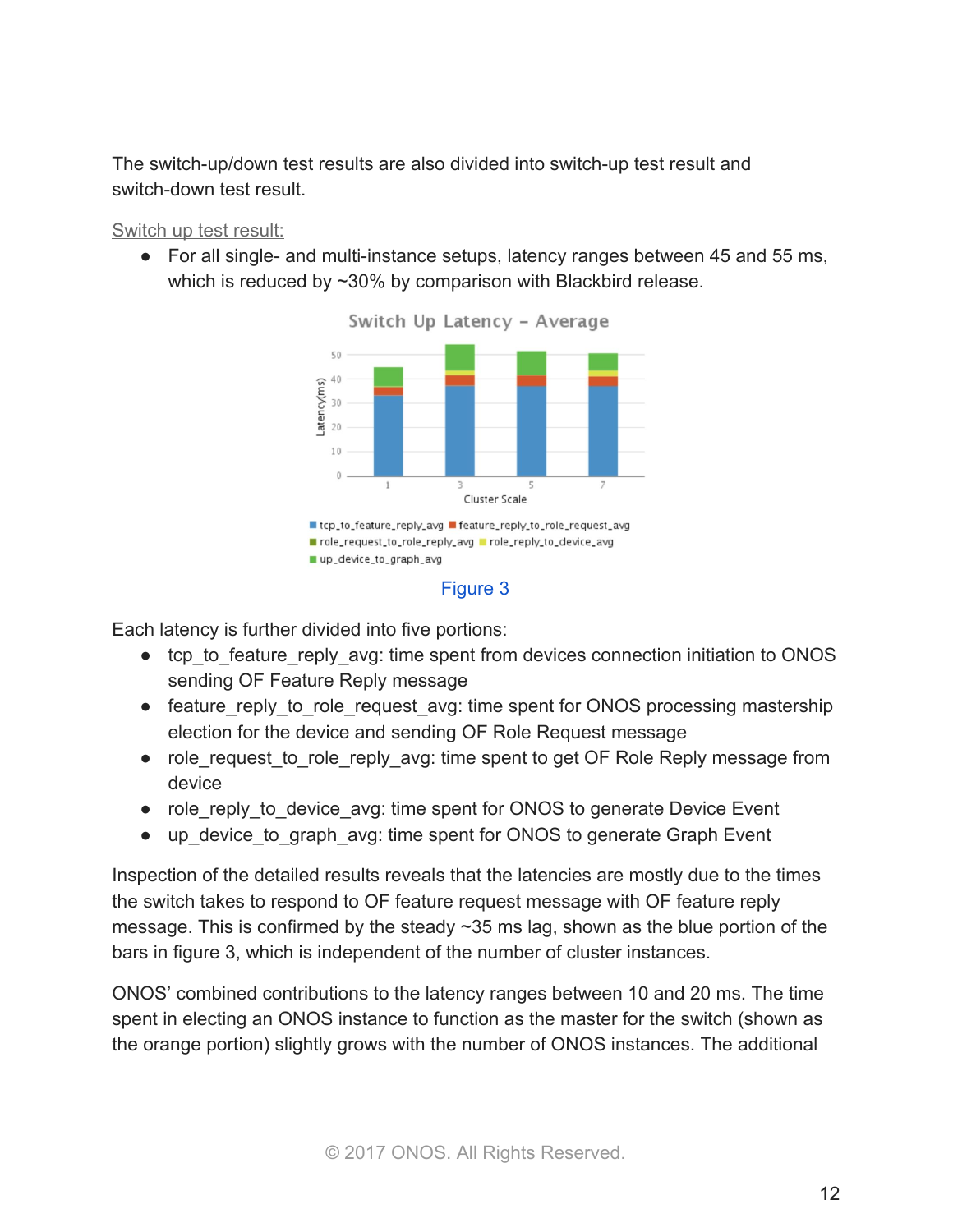The switch-up/down test results are also divided into switch-up test result and switch-down test result.

Switch up test result:

- For all single- and multi-instance setups, latency ranges between 45 and 55 ms, which is reduced by ~30% by comparison with Blackbird release.

Figure 3

Each latency is further divided into five portions:

- tcp_to_feature_reply_avg: time spent from devices connection initiation to ONOS sending OF Feature Reply message
- feature_reply_to_role_request_avg: time spent for ONOS processing mastership election for the device and sending OF Role Request message
- role_request_to_role_reply_avg: time spent to get OF Role Reply message from device
- role_reply_to_device_avg: time spent for ONOS to generate Device Event
- up_device_to_graph_avg: time spent for ONOS to generate Graph Event

Inspection of the detailed results reveals that the latencies are mostly due to the times the switch takes to respond to OF feature request message with OF feature reply message. This is confirmed by the steady ~35 ms lag, shown as the blue portion of the bars in figure 3, which is independent of the number of cluster instances.

ONOS' combined contributions to the latency ranges between 10 and 20 ms. The time spent in electing an ONOS instance to function as the master for the switch (shown as the orange portion) slightly grows with the number of ONOS instances. The additional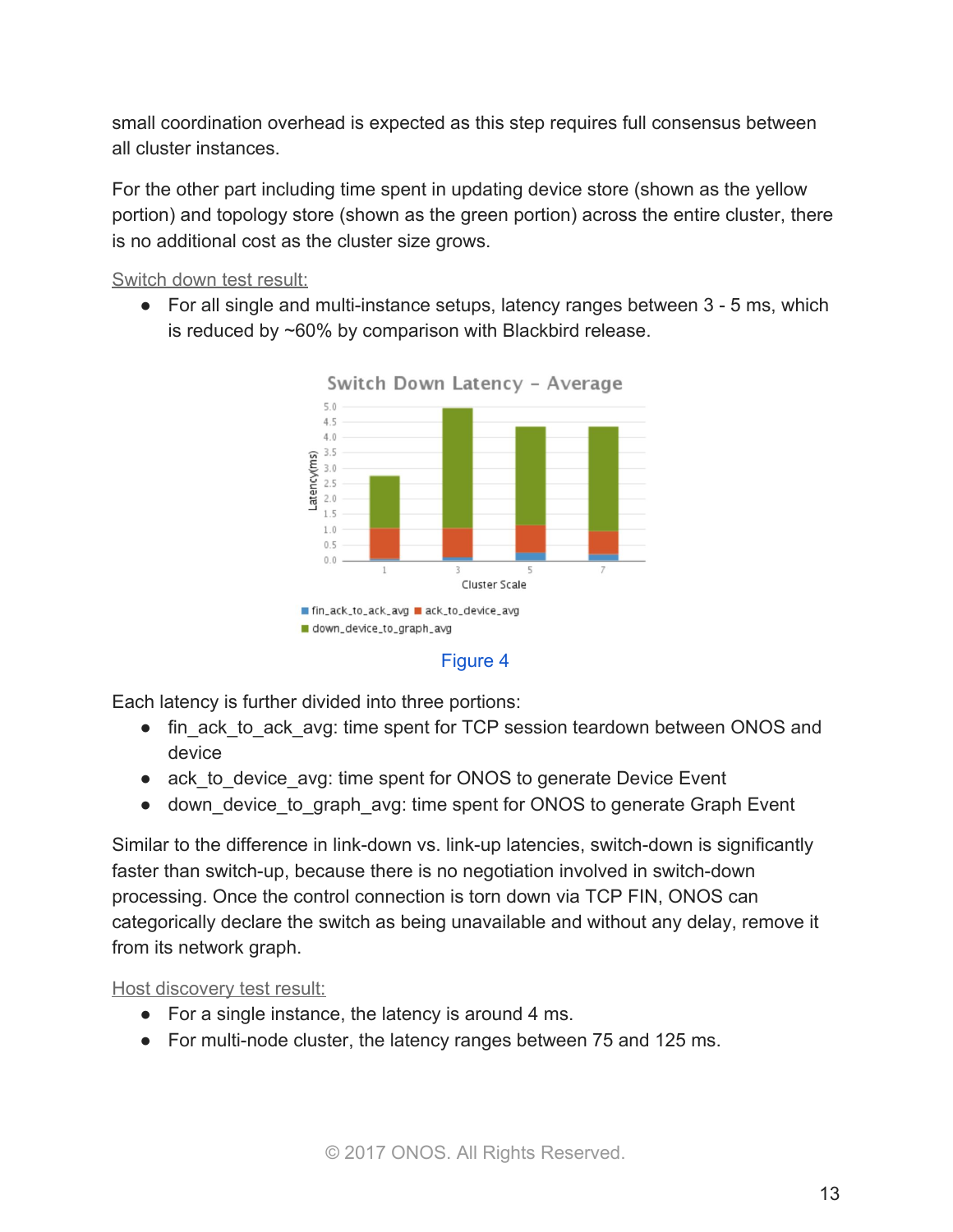small coordination overhead is expected as this step requires full consensus between all cluster instances.

For the other part including time spent in updating device store (shown as the yellow portion) and topology store (shown as the green portion) across the entire cluster, there is no additional cost as the cluster size grows.

Switch down test result:

- For all single and multi-instance setups, latency ranges between 3 - 5 ms, which is reduced by ~60% by comparison with Blackbird release.

Figure 4

Each latency is further divided into three portions:

- fin_ack_to_ack_avg: time spent for TCP session teardown between ONOS and device
- ack_to_device_avg: time spent for ONOS to generate Device Event
- down_device_to_graph_avg: time spent for ONOS to generate Graph Event

Similar to the difference in link-down vs. link-up latencies, switch-down is significantly faster than switch-up, because there is no negotiation involved in switch-down processing. Once the control connection is torn down via TCP FIN, ONOS can categorically declare the switch as being unavailable and without any delay, remove it from its network graph.

Host discovery test result:

- For a single instance, the latency is around 4 ms.
- For multi-node cluster, the latency ranges between 75 and 125 ms.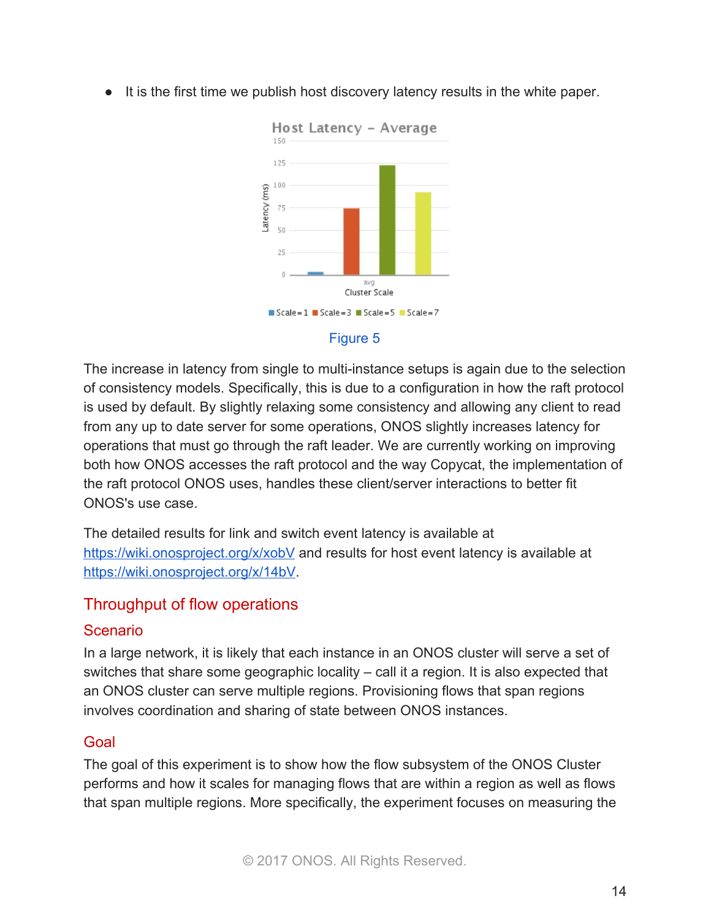- It is the first time we publish host discovery latency results in the white paper.

Figure 5

The increase in latency from single to multi-instance setups is again due to the selection of consistency models. Specifically, this is due to a configuration in how the raft protocol is used by default. By slightly relaxing some consistency and allowing any client to read from any up to date server for some operations, ONOS slightly increases latency for operations that must go through the raft leader. We are currently working on improving both how ONOS accesses the raft protocol and the way Copycat, the implementation of the raft protocol ONOS uses, handles these client/server interactions to better fit ONOS's use case.

The detailed results for link and switch event latency is available at https://wiki.onosproject.org/x/xobV and results for host event latency is available at https://wiki.onosproject.org/x/14bV.

## Throughput of flow operations

### Scenario

In a large network, it is likely that each instance in an ONOS cluster will serve a set of switches that share some geographic locality – call it a region. It is also expected that an ONOS cluster can serve multiple regions. Provisioning flows that span regions involves coordination and sharing of state between ONOS instances.

### Goal

The goal of this experiment is to show how the flow subsystem of the ONOS Cluster performs and how it scales for managing flows that are within a region as well as flows that span multiple regions. More specifically, the experiment focuses on measuring the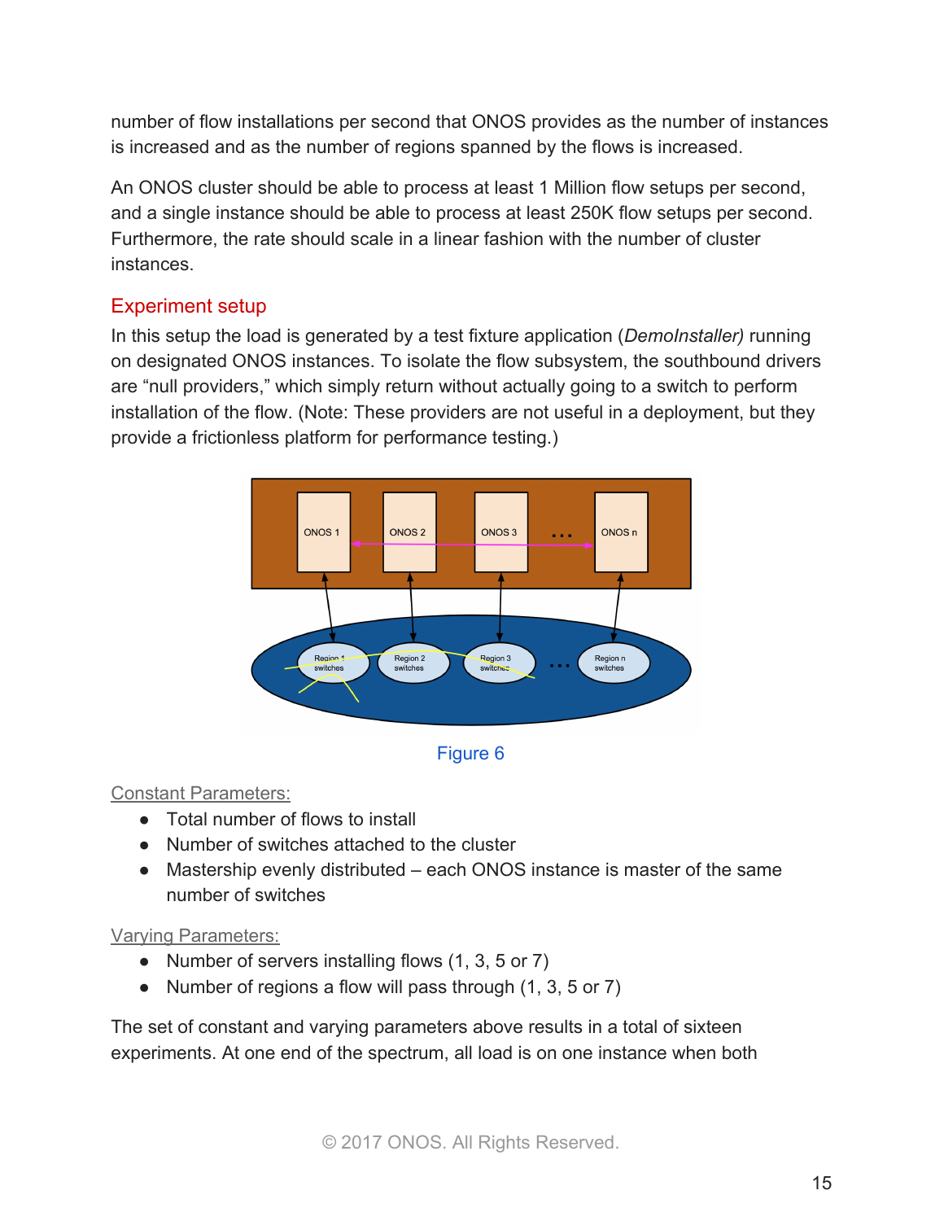number of flow installations per second that ONOS provides as the number of instances is increased and as the number of regions spanned by the flows is increased.

An ONOS cluster should be able to process at least 1 Million flow setups per second, and a single instance should be able to process at least 250K flow setups per second. Furthermore, the rate should scale in a linear fashion with the number of cluster instances.

## Experiment setup

In this setup the load is generated by a test fixture application (*DemoInstaller)* running on designated ONOS instances. To isolate the flow subsystem, the southbound drivers are "null providers," which simply return without actually going to a switch to perform installation of the flow. (Note: These providers are not useful in a deployment, but they provide a frictionless platform for performance testing.)

Figure 6

Constant Parameters:

- Total number of flows to install
- Number of switches attached to the cluster
- Mastership evenly distributed – each ONOS instance is master of the same number of switches

Varying Parameters:

- Number of servers installing flows (1, 3, 5 or 7)
- Number of regions a flow will pass through (1, 3, 5 or 7)

The set of constant and varying parameters above results in a total of sixteen experiments. At one end of the spectrum, all load is on one instance when both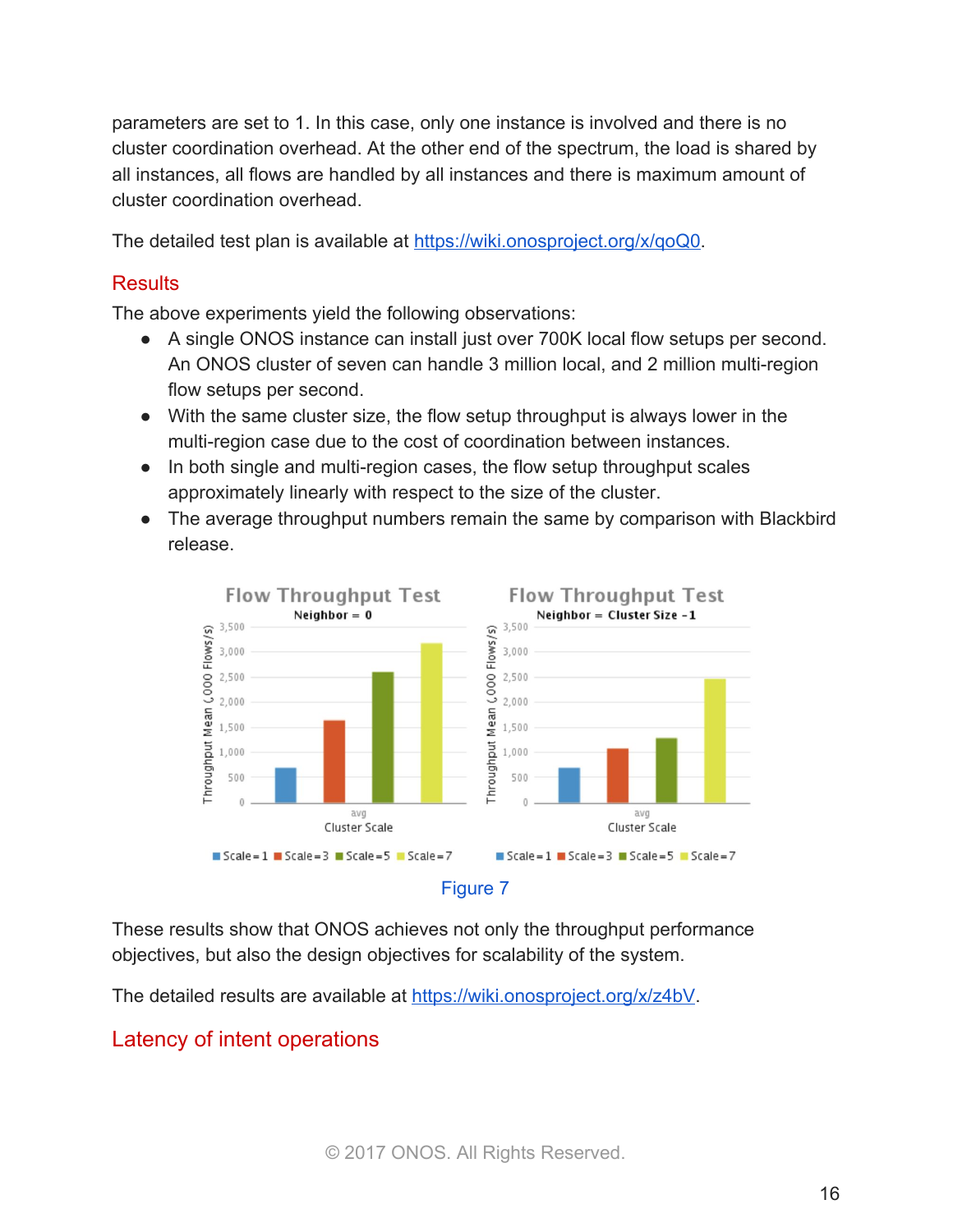parameters are set to 1. In this case, only one instance is involved and there is no cluster coordination overhead. At the other end of the spectrum, the load is shared by all instances, all flows are handled by all instances and there is maximum amount of cluster coordination overhead.

The detailed test plan is available at https://wiki.onosproject.org/x/qoQ0.

## Results

The above experiments yield the following observations:

- A single ONOS instance can install just over 700K local flow setups per second. An ONOS cluster of seven can handle 3 million local, and 2 million multi-region flow setups per second.
- With the same cluster size, the flow setup throughput is always lower in the multi-region case due to the cost of coordination between instances.
- In both single and multi-region cases, the flow setup throughput scales approximately linearly with respect to the size of the cluster.
- The average throughput numbers remain the same by comparison with Blackbird release.

Figure 7

These results show that ONOS achieves not only the throughput performance objectives, but also the design objectives for scalability of the system.

The detailed results are available at https://wiki.onosproject.org/x/z4bV.

## Latency of intent operations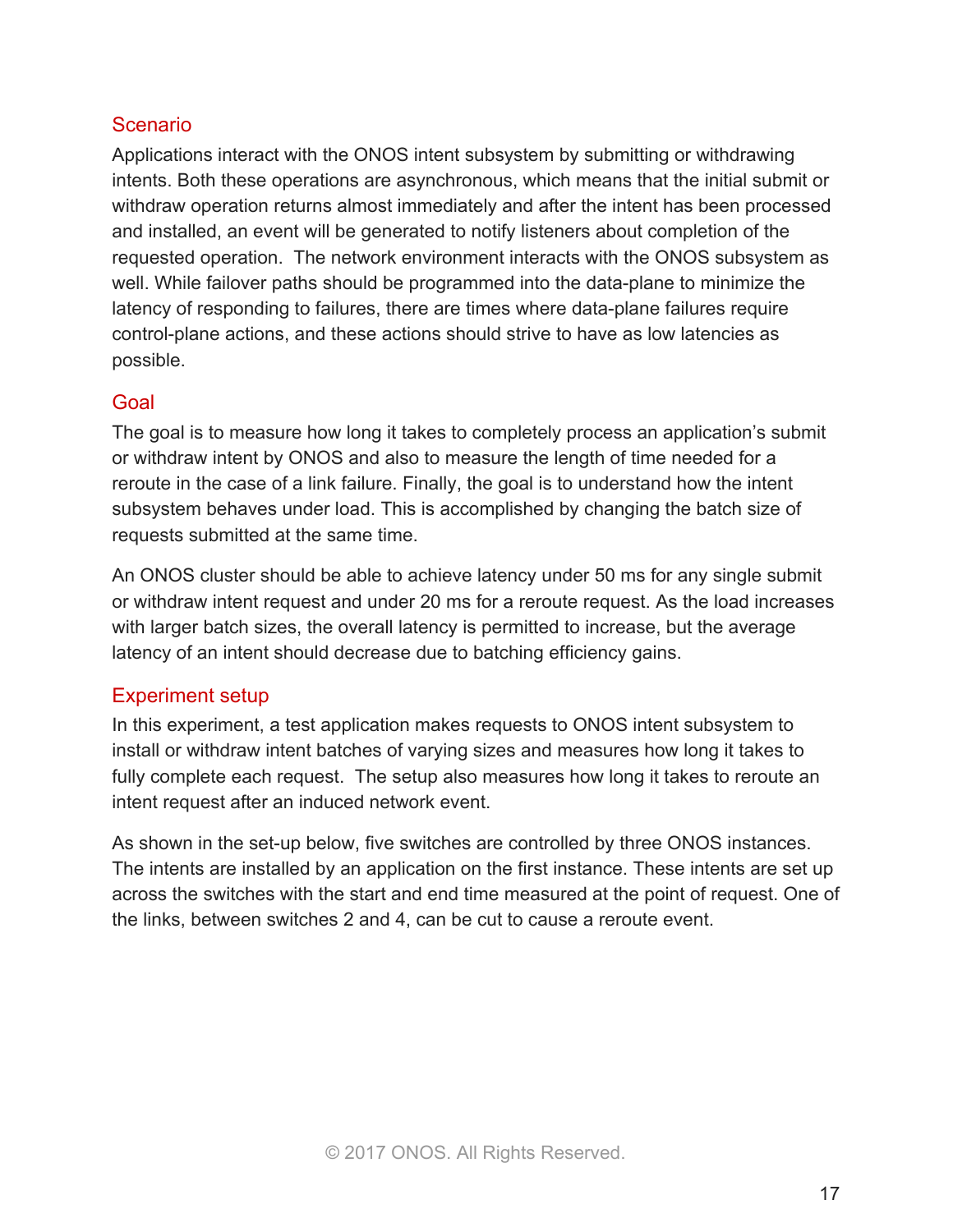## Scenario

Applications interact with the ONOS intent subsystem by submitting or withdrawing intents. Both these operations are asynchronous, which means that the initial submit or withdraw operation returns almost immediately and after the intent has been processed and installed, an event will be generated to notify listeners about completion of the requested operation. The network environment interacts with the ONOS subsystem as well. While failover paths should be programmed into the data-plane to minimize the latency of responding to failures, there are times where data-plane failures require control-plane actions, and these actions should strive to have as low latencies as possible.

## Goal

The goal is to measure how long it takes to completely process an application's submit or withdraw intent by ONOS and also to measure the length of time needed for a reroute in the case of a link failure. Finally, the goal is to understand how the intent subsystem behaves under load. This is accomplished by changing the batch size of requests submitted at the same time.

An ONOS cluster should be able to achieve latency under 50 ms for any single submit or withdraw intent request and under 20 ms for a reroute request. As the load increases with larger batch sizes, the overall latency is permitted to increase, but the average latency of an intent should decrease due to batching efficiency gains.

## Experiment setup

In this experiment, a test application makes requests to ONOS intent subsystem to install or withdraw intent batches of varying sizes and measures how long it takes to fully complete each request. The setup also measures how long it takes to reroute an intent request after an induced network event.

As shown in the set-up below, five switches are controlled by three ONOS instances. The intents are installed by an application on the first instance. These intents are set up across the switches with the start and end time measured at the point of request. One of the links, between switches 2 and 4, can be cut to cause a reroute event.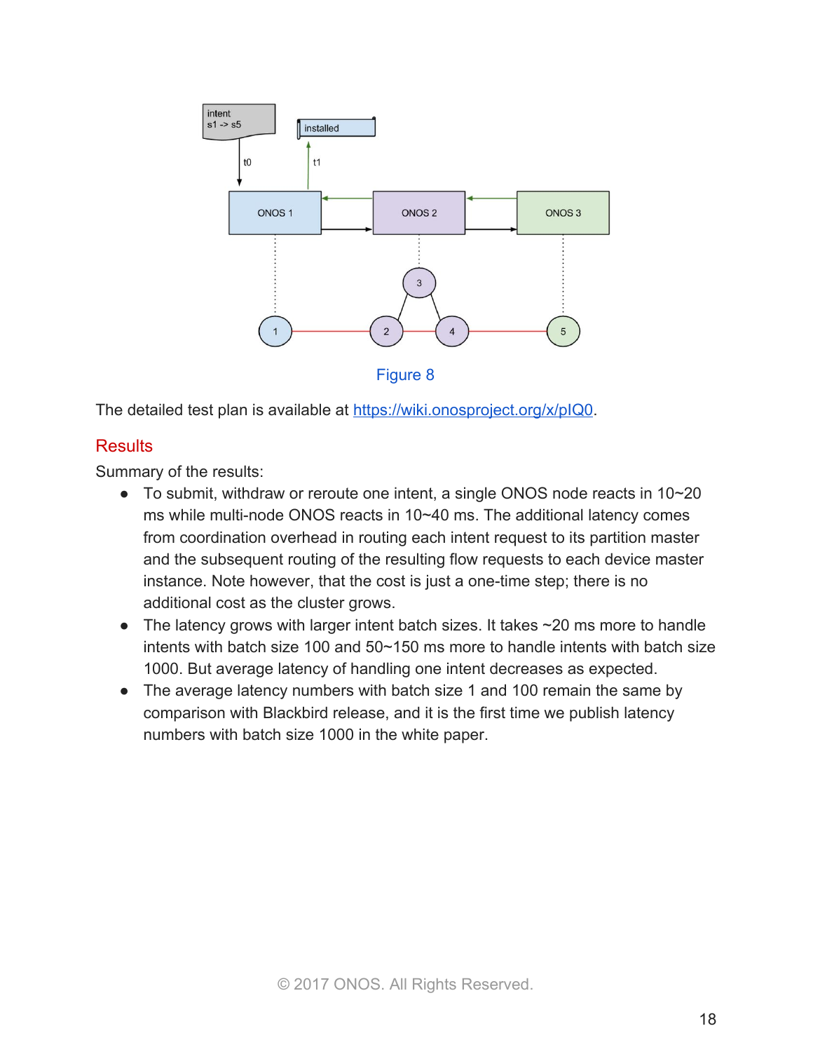Figure 8

The detailed test plan is available at [https://wiki.onosproject.org/x/pIQ0](https://wiki.onosproject.org/x/pIQ0).

## Results

Summary of the results:

- To submit, withdraw or reroute one intent, a single ONOS node reacts in 10~20 ms while multi-node ONOS reacts in 10~40 ms. The additional latency comes from coordination overhead in routing each intent request to its partition master and the subsequent routing of the resulting flow requests to each device master instance. Note however, that the cost is just a one-time step; there is no additional cost as the cluster grows.
- The latency grows with larger intent batch sizes. It takes ~20 ms more to handle intents with batch size 100 and 50~150 ms more to handle intents with batch size 1000. But average latency of handling one intent decreases as expected.
- The average latency numbers with batch size 1 and 100 remain the same by comparison with Blackbird release, and it is the first time we publish latency numbers with batch size 1000 in the white paper.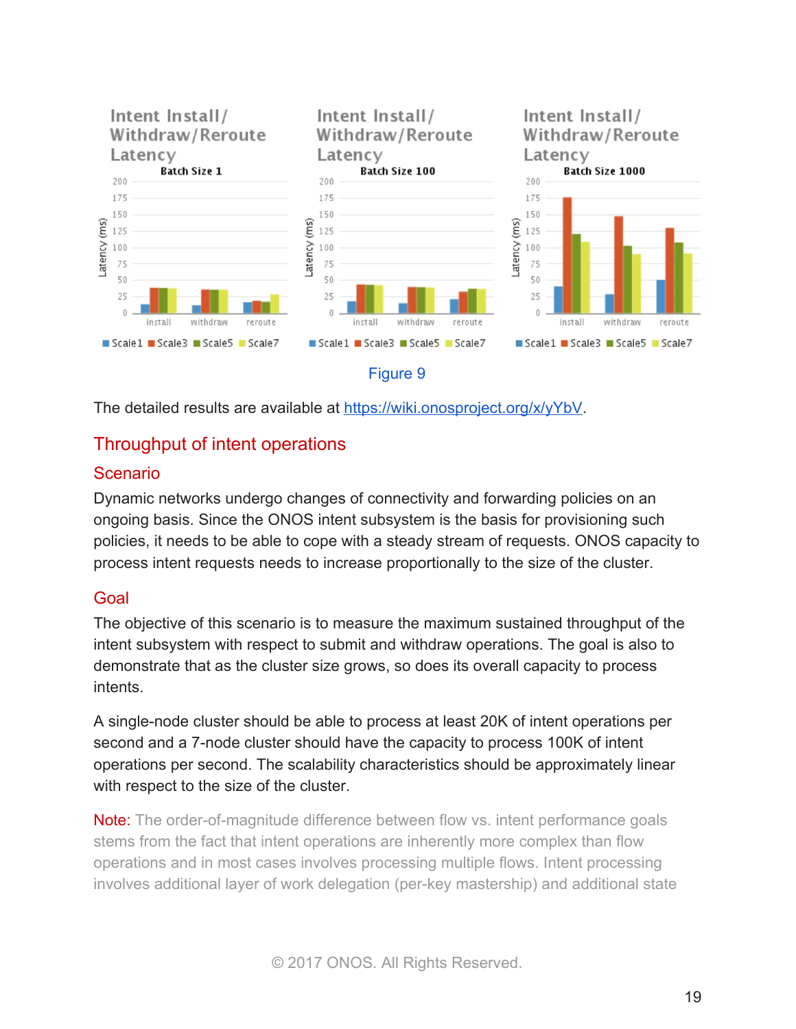Figure 9

The detailed results are available at https://wiki.onosproject.org/x/yYbV.

## Throughput of intent operations

### Scenario

Dynamic networks undergo changes of connectivity and forwarding policies on an ongoing basis. Since the ONOS intent subsystem is the basis for provisioning such policies, it needs to be able to cope with a steady stream of requests. ONOS capacity to process intent requests needs to increase proportionally to the size of the cluster.

### Goal

The objective of this scenario is to measure the maximum sustained throughput of the intent subsystem with respect to submit and withdraw operations. The goal is also to demonstrate that as the cluster size grows, so does its overall capacity to process intents.

A single-node cluster should be able to process at least 20K of intent operations per second and a 7-node cluster should have the capacity to process 100K of intent operations per second. The scalability characteristics should be approximately linear with respect to the size of the cluster.

Note: The order-of-magnitude difference between flow vs. intent performance goals stems from the fact that intent operations are inherently more complex than flow operations and in most cases involves processing multiple flows. Intent processing involves additional layer of work delegation (per-key mastership) and additional state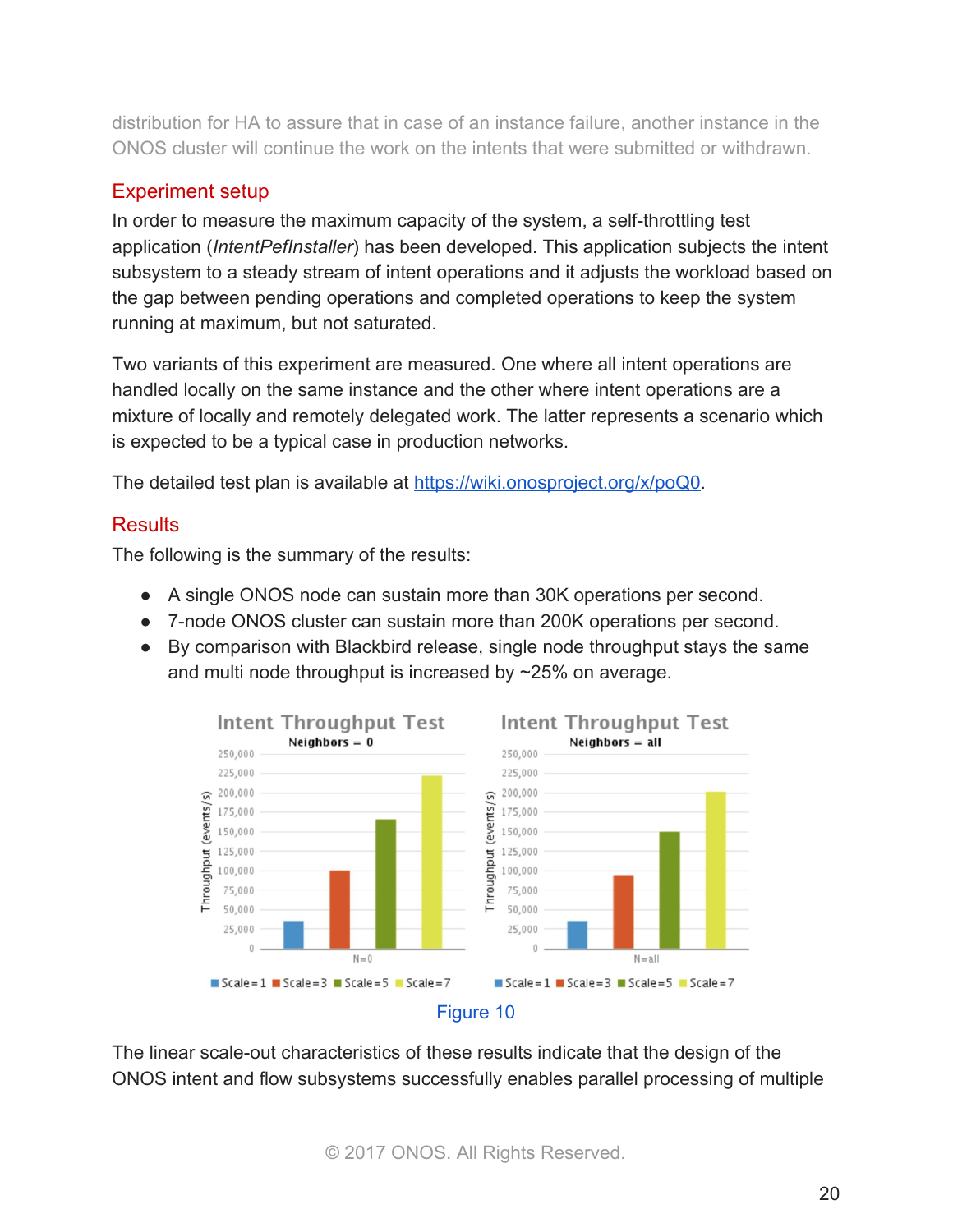distribution for HA to assure that in case of an instance failure, another instance in the ONOS cluster will continue the work on the intents that were submitted or withdrawn.

## Experiment setup

In order to measure the maximum capacity of the system, a self-throttling test application (*IntentPefInstaller*) has been developed. This application subjects the intent subsystem to a steady stream of intent operations and it adjusts the workload based on the gap between pending operations and completed operations to keep the system running at maximum, but not saturated.

Two variants of this experiment are measured. One where all intent operations are handled locally on the same instance and the other where intent operations are a mixture of locally and remotely delegated work. The latter represents a scenario which is expected to be a typical case in production networks.

The detailed test plan is available at https://wiki.onosproject.org/x/poQ0.

## Results

The following is the summary of the results:

- A single ONOS node can sustain more than 30K operations per second.
- 7-node ONOS cluster can sustain more than 200K operations per second.
- By comparison with Blackbird release, single node throughput stays the same and multi node throughput is increased by ~25% on average.

Figure 10

The linear scale-out characteristics of these results indicate that the design of the ONOS intent and flow subsystems successfully enables parallel processing of multiple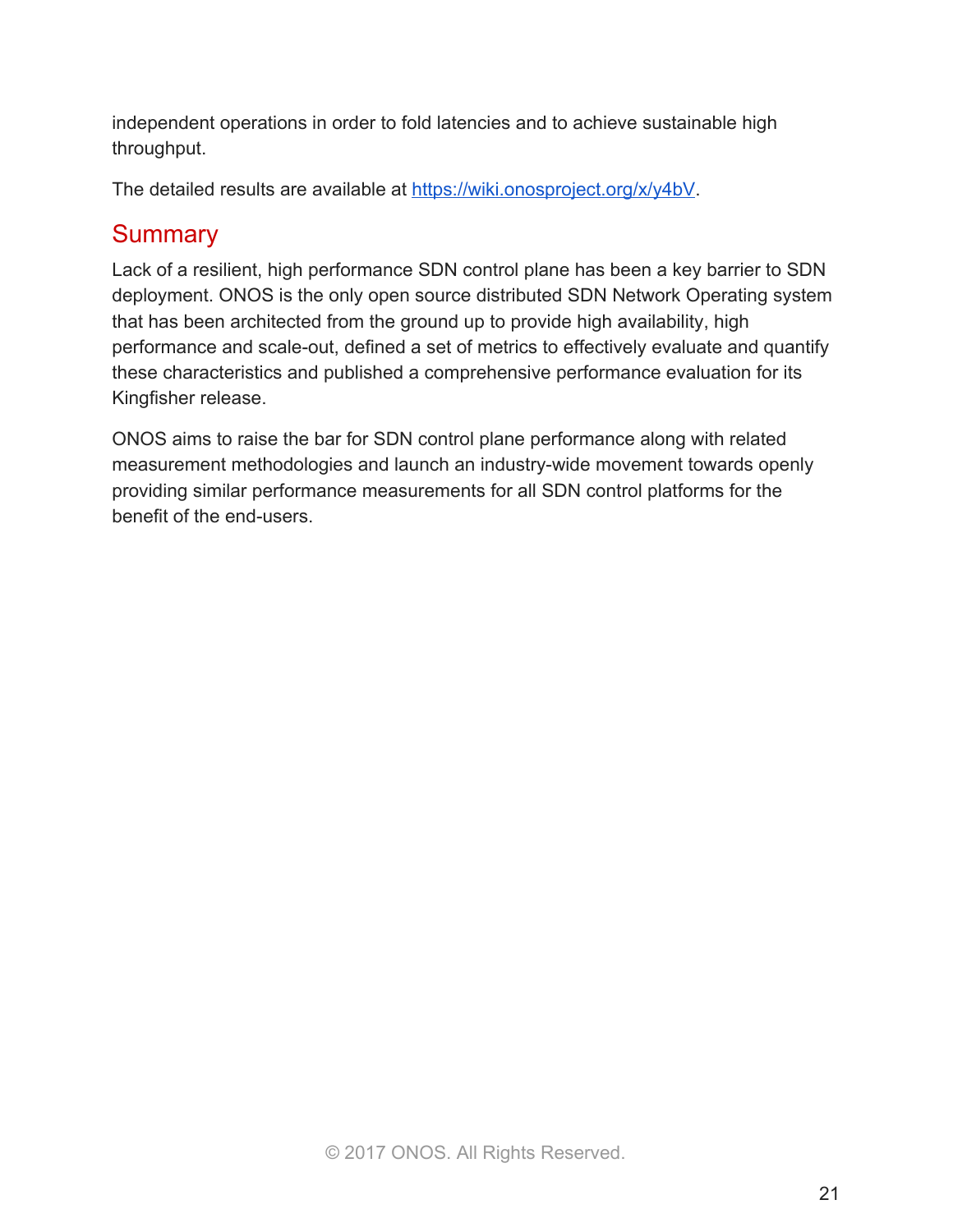independent operations in order to fold latencies and to achieve sustainable high throughput.

The detailed results are available at [https://wiki.onosproject.org/x/y4bV](https://wiki.onosproject.org/x/y4bV).

## Summary

Lack of a resilient, high performance SDN control plane has been a key barrier to SDN deployment. ONOS is the only open source distributed SDN Network Operating system that has been architected from the ground up to provide high availability, high performance and scale-out, defined a set of metrics to effectively evaluate and quantify these characteristics and published a comprehensive performance evaluation for its Kingfisher release.

ONOS aims to raise the bar for SDN control plane performance along with related measurement methodologies and launch an industry-wide movement towards openly providing similar performance measurements for all SDN control platforms for the benefit of the end-users.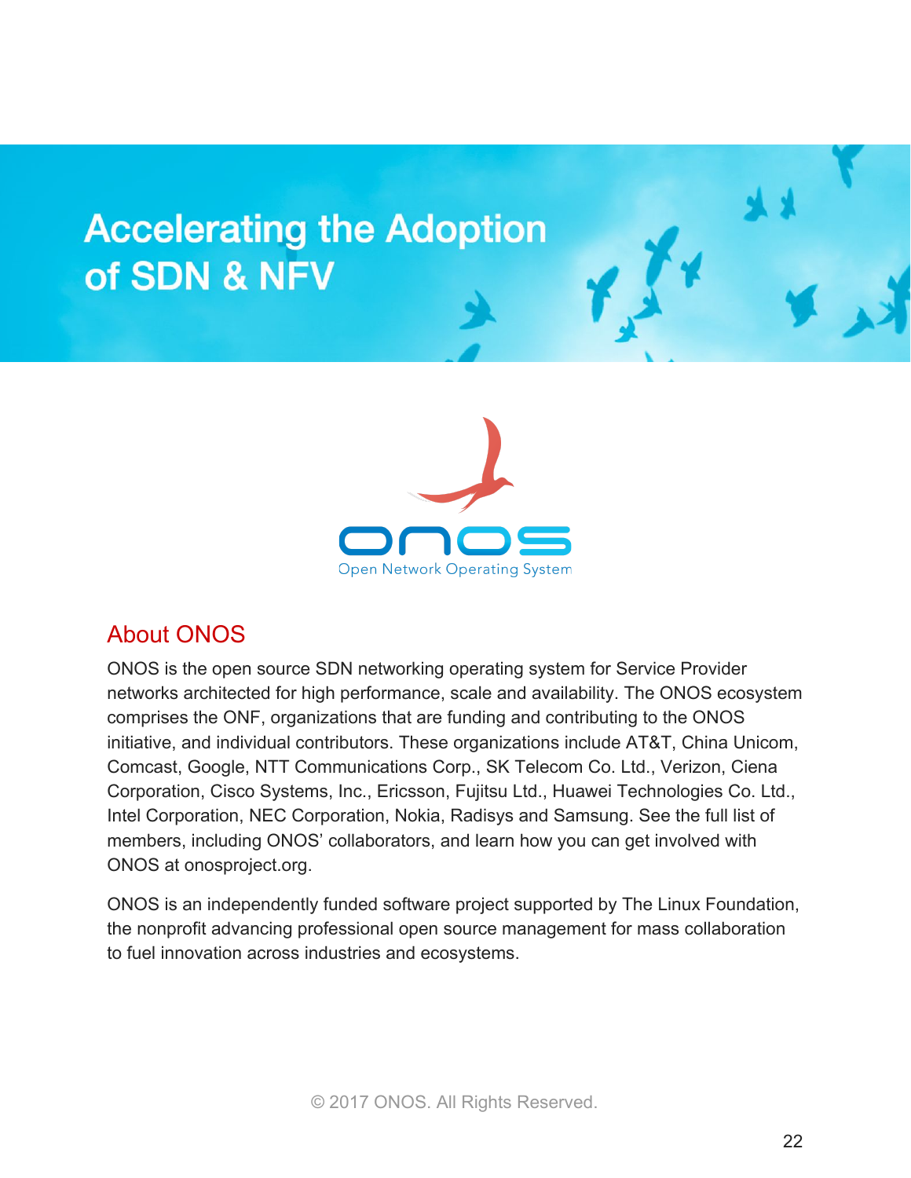# Accelerating the Adoption of SDN & NFV

## About ONOS

ONOS is the open source SDN networking operating system for Service Provider networks architected for high performance, scale and availability. The ONOS ecosystem comprises the ONF, organizations that are funding and contributing to the ONOS initiative, and individual contributors. These organizations include AT&T, China Unicom, Comcast, Google, NTT Communications Corp., SK Telecom Co. Ltd., Verizon, Ciena Corporation, Cisco Systems, Inc., Ericsson, Fujitsu Ltd., Huawei Technologies Co. Ltd., Intel Corporation, NEC Corporation, Nokia, Radisys and Samsung. See the full list of members, including ONOS' collaborators, and learn how you can get involved with ONOS at onosproject.org.

ONOS is an independently funded software project supported by The Linux Foundation, the nonprofit advancing professional open source management for mass collaboration to fuel innovation across industries and ecosystems.

© 2017 ONOS. All Rights Reserved.